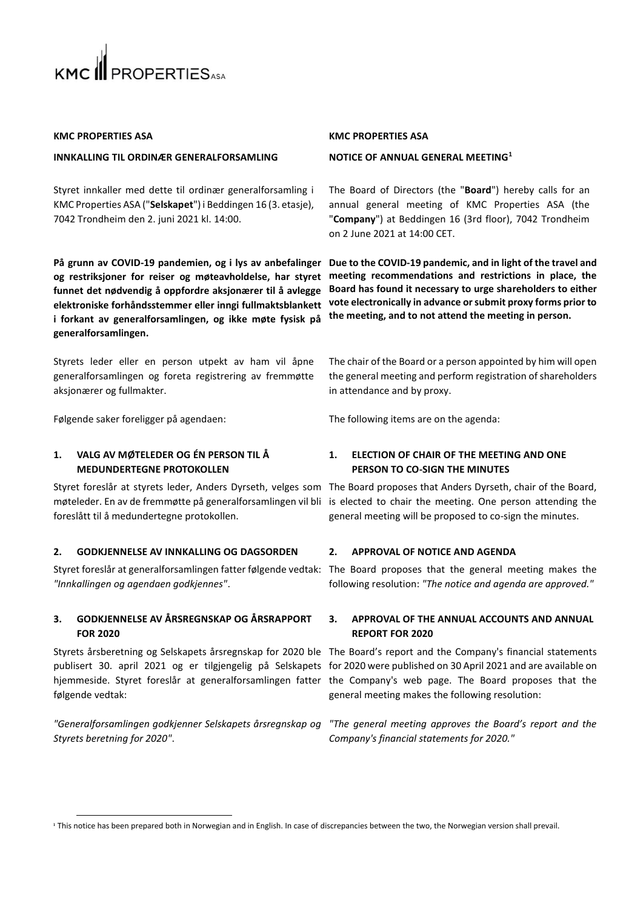KMC PROPERTIES ASA

**KMC PROPERTIES ASA**

**INNKALLING TIL ORDINÆR GENERALFORSAMLING**

Styret innkaller med dette til ordinær generalforsamling i KMC Properties ASA ("**Selskapet**") i Beddingen 16 (3. etasje), 7042 Trondheim den 2. juni 2021 kl. 14:00.

**På grunn av COVID-19 pandemien, og i lys av anbefalinger og restriksjoner for reiser og møteavholdelse, har styret funnet det nødvendig å oppfordre aksjonærer til å avlegge elektroniske forhåndsstemmer eller inngi fullmaktsblankett i forkant av generalforsamlingen, og ikke møte fysisk på generalforsamlingen.**

Styrets leder eller en person utpekt av ham vil åpne generalforsamlingen og foreta registrering av fremmøtte aksjonærer og fullmakter.

Følgende saker foreligger på agendaen:

**1. VALG AV MØTELEDER OG ÉN PERSON TIL Å MEDUNDERTEGNE PROTOKOLLEN**

Styret foreslår at styrets leder, Anders Dyrseth, velges som møteleder. En av de fremmøtte på generalforsamlingen vil bli foreslått til å medundertegne protokollen.

**2. GODKJENNELSE AV INNKALLING OG DAGSORDEN**

Styret foreslår at generalforsamlingen fatter følgende vedtak: *"Innkallingen og agendaen godkjennes"*.

**3. GODKJENNELSE AV ÅRSREGNSKAP OG ÅRSRAPPORT FOR 2020**

Styrets årsberetning og Selskapets årsregnskap for 2020 ble publisert 30. april 2021 og er tilgjengelig på Selskapets hjemmeside. Styret foreslår at generalforsamlingen fatter følgende vedtak:

*"Generalforsamlingen godkjenner Selskapets årsregnskap og Styrets beretning for 2020"*.

---

**KMC PROPERTIES ASA**

**NOTICE OF ANNUAL GENERAL MEETING[1]**

The Board of Directors (the "**Board**") hereby calls for an annual general meeting of KMC Properties ASA (the "**Company**") at Beddingen 16 (3rd floor), 7042 Trondheim on 2 June 2021 at 14:00 CET.

**Due to the COVID-19 pandemic, and in light of the travel and meeting recommendations and restrictions in place, the Board has found it necessary to urge shareholders to either vote electronically in advance or submit proxy forms prior to the meeting, and to not attend the meeting in person.**

The chair of the Board or a person appointed by him will open the general meeting and perform registration of shareholders in attendance and by proxy.

The following items are on the agenda:

**1. ELECTION OF CHAIR OF THE MEETING AND ONE PERSON TO CO-SIGN THE MINUTES**

The Board proposes that Anders Dyrseth, chair of the Board, is elected to chair the meeting. One person attending the general meeting will be proposed to co-sign the minutes.

**2. APPROVAL OF NOTICE AND AGENDA**

The Board proposes that the general meeting makes the following resolution: *"The notice and agenda are approved."*

**3. APPROVAL OF THE ANNUAL ACCOUNTS AND ANNUAL REPORT FOR 2020**

The Board's report and the Company's financial statements for 2020 were published on 30 April 2021 and are available on the Company's web page. The Board proposes that the general meeting makes the following resolution:

*"The general meeting approves the Board's report and the Company's financial statements for 2020."*

---

[1] This notice has been prepared both in Norwegian and in English. In case of discrepancies between the two, the Norwegian version shall prevail.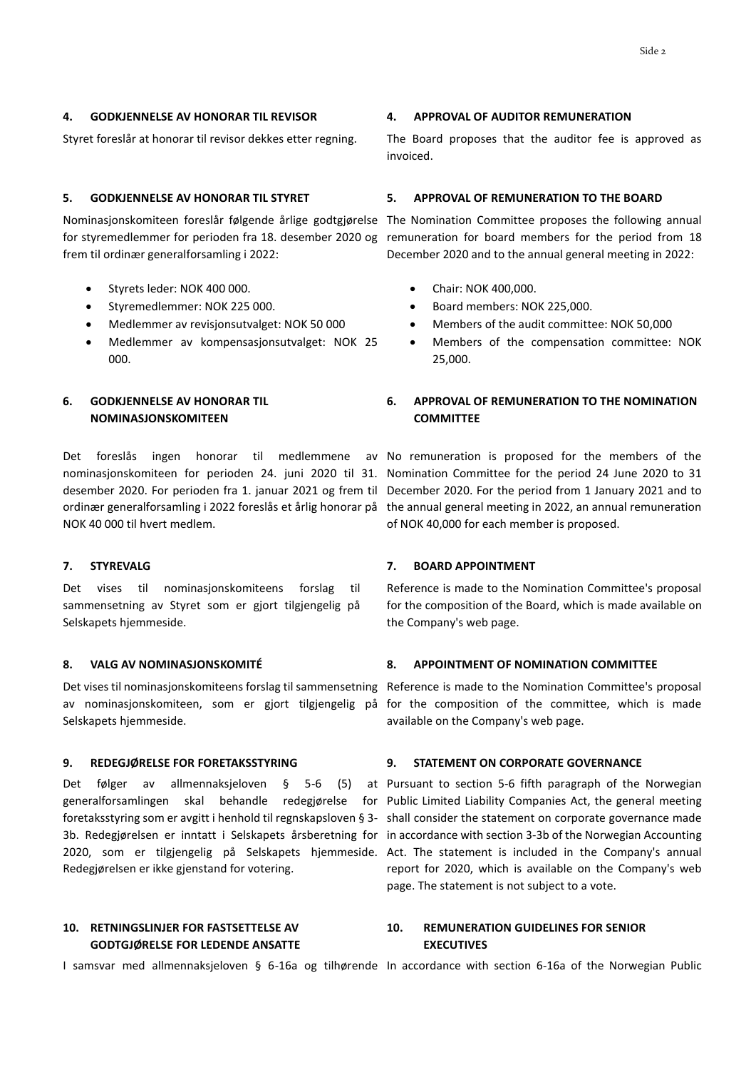#### 4. GODKJENNELSE AV HONORAR TIL REVISOR

Styret foreslår at honorar til revisor dekkes etter regning.

#### 5. GODKJENNELSE AV HONORAR TIL STYRET

Nominasjonskomiteen foreslår følgende årlige godtgjørelse for styremedlemmer for perioden fra 18. desember 2020 og frem til ordinær generalforsamling i 2022:

- Styrets leder: NOK 400 000.
- Styremedlemmer: NOK 225 000.
- Medlemmer av revisjonsutvalget: NOK 50 000
- Medlemmer av kompensasjonsutvalget: NOK 25 000.

#### 6. GODKJENNELSE AV HONORAR TIL NOMINASJONSKOMITEEN

Det foreslås ingen honorar til medlemmene av nominasjonskomiteen for perioden 24. juni 2020 til 31. desember 2020. For perioden fra 1. januar 2021 og frem til ordinær generalforsamling i 2022 foreslås et årlig honorar på NOK 40 000 til hvert medlem.

#### 7. STYREVALG

Det vises til nominasjonskomiteens forslag til sammensetning av Styret som er gjort tilgjengelig på Selskapets hjemmeside.

#### 8. VALG AV NOMINASJONSKOMITÉ

Det vises til nominasjonskomiteens forslag til sammensetning av nominasjonskomiteen, som er gjort tilgjengelig på Selskapets hjemmeside.

#### 9. REDEGJØRELSE FOR FORETAKSSTYRING

Det følger av allmennaksjeloven § 5-6 (5) at generalforsamlingen skal behandle redegjørelse for foretaksstyring som er avgitt i henhold til regnskapsloven § 3-3b. Redegjørelsen er inntatt i Selskapets årsberetning for 2020, som er tilgjengelig på Selskapets hjemmeside. Redegjørelsen er ikke gjenstand for votering.

#### 10. RETNINGSLINJER FOR FASTSETTELSE AV GODTGJØRELSE FOR LEDENDE ANSATTE

I samsvar med allmennaksjeloven § 6-16a og tilhørende

#### 4. APPROVAL OF AUDITOR REMUNERATION

The Board proposes that the auditor fee is approved as invoiced.

#### 5. APPROVAL OF REMUNERATION TO THE BOARD

The Nomination Committee proposes the following annual remuneration for board members for the period from 18 December 2020 and to the annual general meeting in 2022:

- Chair: NOK 400,000.
- Board members: NOK 225,000.
- Members of the audit committee: NOK 50,000
- Members of the compensation committee: NOK 25,000.

#### 6. APPROVAL OF REMUNERATION TO THE NOMINATION COMMITTEE

No remuneration is proposed for the members of the Nomination Committee for the period 24 June 2020 to 31 December 2020. For the period from 1 January 2021 and to the annual general meeting in 2022, an annual remuneration of NOK 40,000 for each member is proposed.

#### 7. BOARD APPOINTMENT

Reference is made to the Nomination Committee's proposal for the composition of the Board, which is made available on the Company's web page.

#### 8. APPOINTMENT OF NOMINATION COMMITTEE

Reference is made to the Nomination Committee's proposal for the composition of the committee, which is made available on the Company's web page.

#### 9. STATEMENT ON CORPORATE GOVERNANCE

Pursuant to section 5-6 fifth paragraph of the Norwegian Public Limited Liability Companies Act, the general meeting shall consider the statement on corporate governance made in accordance with section 3-3b of the Norwegian Accounting Act. The statement is included in the Company's annual report for 2020, which is available on the Company's web page. The statement is not subject to a vote.

#### 10. REMUNERATION GUIDELINES FOR SENIOR EXECUTIVES

In accordance with section 6-16a of the Norwegian Public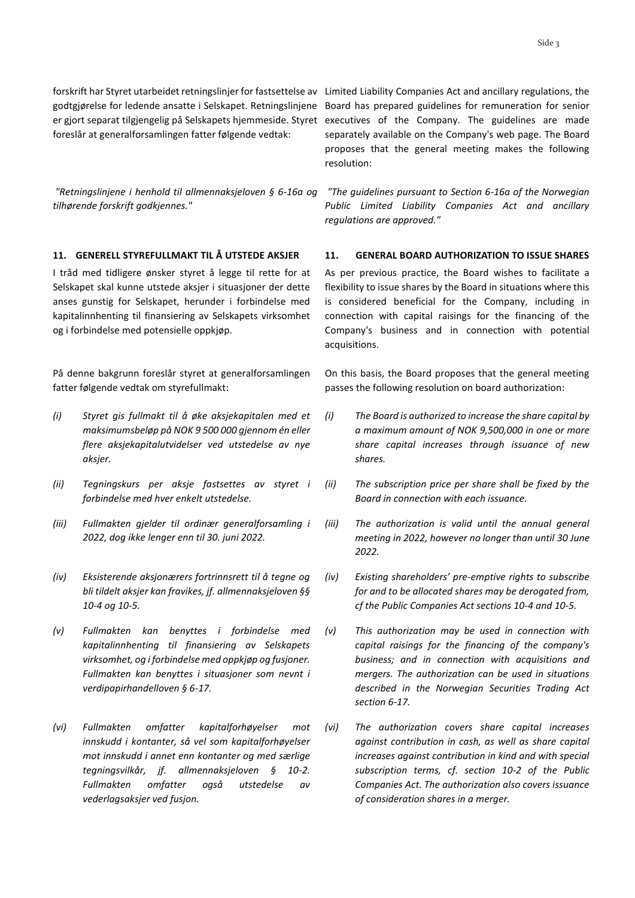forskrift har Styret utarbeidet retningslinjer for fastsettelse av godtgjørelse for ledende ansatte i Selskapet. Retningslinjene er gjort separat tilgjengelig på Selskapets hjemmeside. Styret foreslår at generalforsamlingen fatter følgende vedtak:

*"Retningslinjene i henhold til allmennaksjeloven § 6-16a og tilhørende forskrift godkjennes."*

## 11. GENERELL STYREFULLMAKT TIL Å UTSTEDE AKSJER

I tråd med tidligere ønsker styret å legge til rette for at Selskapet skal kunne utstede aksjer i situasjoner der dette anses gunstig for Selskapet, herunder i forbindelse med kapitalinnhenting til finansiering av Selskapets virksomhet og i forbindelse med potensielle oppkjøp.

På denne bakgrunn foreslår styret at generalforsamlingen fatter følgende vedtak om styrefullmakt:

*(i) Styret gis fullmakt til å øke aksjekapitalen med et maksimumsbeløp på NOK 9 500 000 gjennom én eller flere aksjekapitalutvidelser ved utstedelse av nye aksjer.*

*(ii) Tegningskurs per aksje fastsettes av styret i forbindelse med hver enkelt utstedelse.*

*(iii) Fullmakten gjelder til ordinær generalforsamling i 2022, dog ikke lenger enn til 30. juni 2022.*

*(iv) Eksisterende aksjonærers fortrinnsrett til å tegne og bli tildelt aksjer kan fravikes, jf. allmennaksjeloven §§ 10-4 og 10-5.*

*(v) Fullmakten kan benyttes i forbindelse med kapitalinnhenting til finansiering av Selskapets virksomhet, og i forbindelse med oppkjøp og fusjoner. Fullmakten kan benyttes i situasjoner som nevnt i verdipapirhandelloven § 6-17.*

*(vi) Fullmakten omfatter kapitalforhøyelser mot innskudd i kontanter, så vel som kapitalforhøyelser mot innskudd i annet enn kontanter og med særlige tegningsvilkår, jf. allmennaksjeloven § 10-2. Fullmakten omfatter også utstedelse av vederlagsaksjer ved fusjon.*

Limited Liability Companies Act and ancillary regulations, the Board has prepared guidelines for remuneration for senior executives of the Company. The guidelines are made separately available on the Company's web page. The Board proposes that the general meeting makes the following resolution:

*"The guidelines pursuant to Section 6-16a of the Norwegian Public Limited Liability Companies Act and ancillary regulations are approved."*

## 11. GENERAL BOARD AUTHORIZATION TO ISSUE SHARES

As per previous practice, the Board wishes to facilitate a flexibility to issue shares by the Board in situations where this is considered beneficial for the Company, including in connection with capital raisings for the financing of the Company's business and in connection with potential acquisitions.

On this basis, the Board proposes that the general meeting passes the following resolution on board authorization:

*(i) The Board is authorized to increase the share capital by a maximum amount of NOK 9,500,000 in one or more share capital increases through issuance of new shares.*

*(ii) The subscription price per share shall be fixed by the Board in connection with each issuance.*

*(iii) The authorization is valid until the annual general meeting in 2022, however no longer than until 30 June 2022.*

*(iv) Existing shareholders' pre-emptive rights to subscribe for and to be allocated shares may be derogated from, cf the Public Companies Act sections 10-4 and 10-5.*

*(v) This authorization may be used in connection with capital raisings for the financing of the company's business; and in connection with acquisitions and mergers. The authorization can be used in situations described in the Norwegian Securities Trading Act section 6-17.*

*(vi) The authorization covers share capital increases against contribution in cash, as well as share capital increases against contribution in kind and with special subscription terms, cf. section 10-2 of the Public Companies Act. The authorization also covers issuance of consideration shares in a merger.*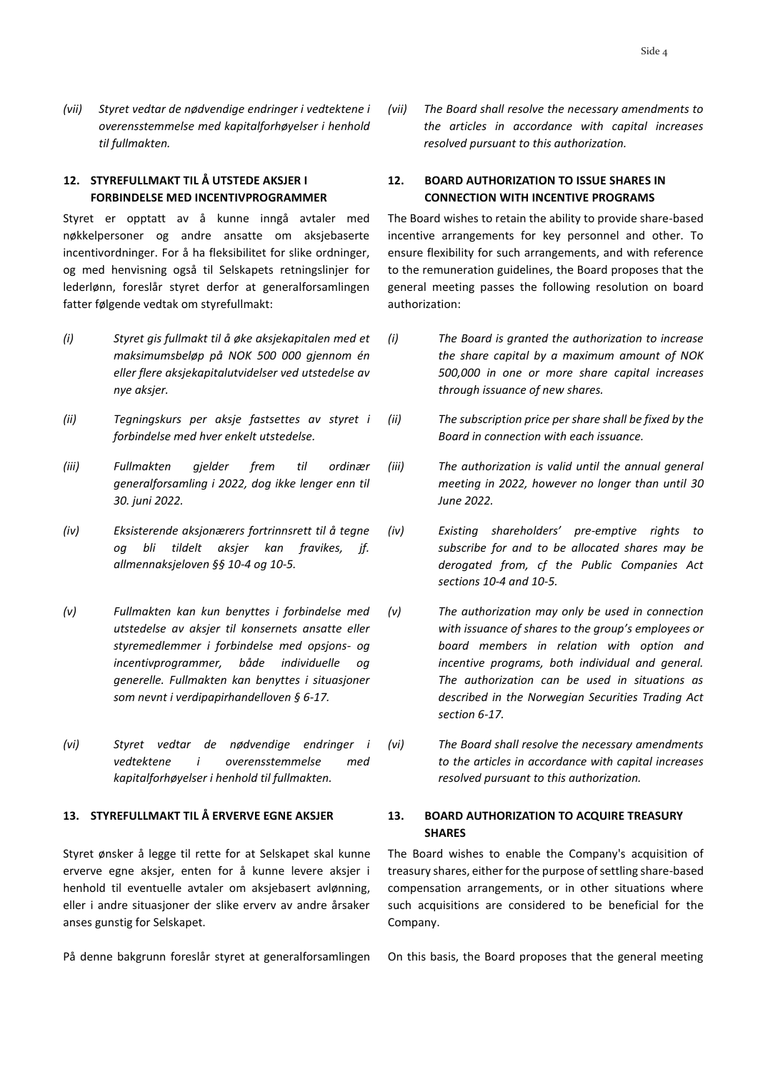*(vii) Styret vedtar de nødvendige endringer i vedtektene i overensstemmelse med kapitalforhøyelser i henhold til fullmakten.*

## 12. STYREFULLMAKT TIL Å UTSTEDE AKSJER I FORBINDELSE MED INCENTIVPROGRAMMER

Styret er opptatt av å kunne inngå avtaler med nøkkelpersoner og andre ansatte om aksjebaserte incentivordninger. For å ha fleksibilitet for slike ordninger, og med henvisning også til Selskapets retningslinjer for lederlønn, foreslår styret derfor at generalforsamlingen fatter følgende vedtak om styrefullmakt:

*(i) Styret gis fullmakt til å øke aksjekapitalen med et maksimumsbeløp på NOK 500 000 gjennom én eller flere aksjekapitalutvidelser ved utstedelse av nye aksjer.*

*(ii) Tegningskurs per aksje fastsettes av styret i forbindelse med hver enkelt utstedelse.*

*(iii) Fullmakten gjelder frem til ordinær generalforsamling i 2022, dog ikke lenger enn til 30. juni 2022.*

*(iv) Eksisterende aksjonærers fortrinnsrett til å tegne og bli tildelt aksjer kan fravikes, jf. allmennaksjeloven §§ 10-4 og 10-5.*

*(v) Fullmakten kan kun benyttes i forbindelse med utstedelse av aksjer til konsernets ansatte eller styremedlemmer i forbindelse med opsjons- og incentivprogrammer, både individuelle og generelle. Fullmakten kan benyttes i situasjoner som nevnt i verdipapirhandelloven § 6-17.*

*(vi) Styret vedtar de nødvendige endringer i vedtektene i overensstemmelse med kapitalforhøyelser i henhold til fullmakten.*

## 13. STYREFULLMAKT TIL Å ERVERVE EGNE AKSJER

Styret ønsker å legge til rette for at Selskapet skal kunne erverve egne aksjer, enten for å kunne levere aksjer i henhold til eventuelle avtaler om aksjebasert avlønning, eller i andre situasjoner der slike erverv av andre årsaker anses gunstig for Selskapet.

På denne bakgrunn foreslår styret at generalforsamlingen

---

*(vii) The Board shall resolve the necessary amendments to the articles in accordance with capital increases resolved pursuant to this authorization.*

## 12. BOARD AUTHORIZATION TO ISSUE SHARES IN CONNECTION WITH INCENTIVE PROGRAMS

The Board wishes to retain the ability to provide share-based incentive arrangements for key personnel and other. To ensure flexibility for such arrangements, and with reference to the remuneration guidelines, the Board proposes that the general meeting passes the following resolution on board authorization:

*(i) The Board is granted the authorization to increase the share capital by a maximum amount of NOK 500,000 in one or more share capital increases through issuance of new shares.*

*(ii) The subscription price per share shall be fixed by the Board in connection with each issuance.*

*(iii) The authorization is valid until the annual general meeting in 2022, however no longer than until 30 June 2022.*

*(iv) Existing shareholders' pre-emptive rights to subscribe for and to be allocated shares may be derogated from, cf the Public Companies Act sections 10-4 and 10-5.*

*(v) The authorization may only be used in connection with issuance of shares to the group's employees or board members in relation with option and incentive programs, both individual and general. The authorization can be used in situations as described in the Norwegian Securities Trading Act section 6-17.*

*(vi) The Board shall resolve the necessary amendments to the articles in accordance with capital increases resolved pursuant to this authorization.*

## 13. BOARD AUTHORIZATION TO ACQUIRE TREASURY SHARES

The Board wishes to enable the Company's acquisition of treasury shares, either for the purpose of settling share-based compensation arrangements, or in other situations where such acquisitions are considered to be beneficial for the Company.

On this basis, the Board proposes that the general meeting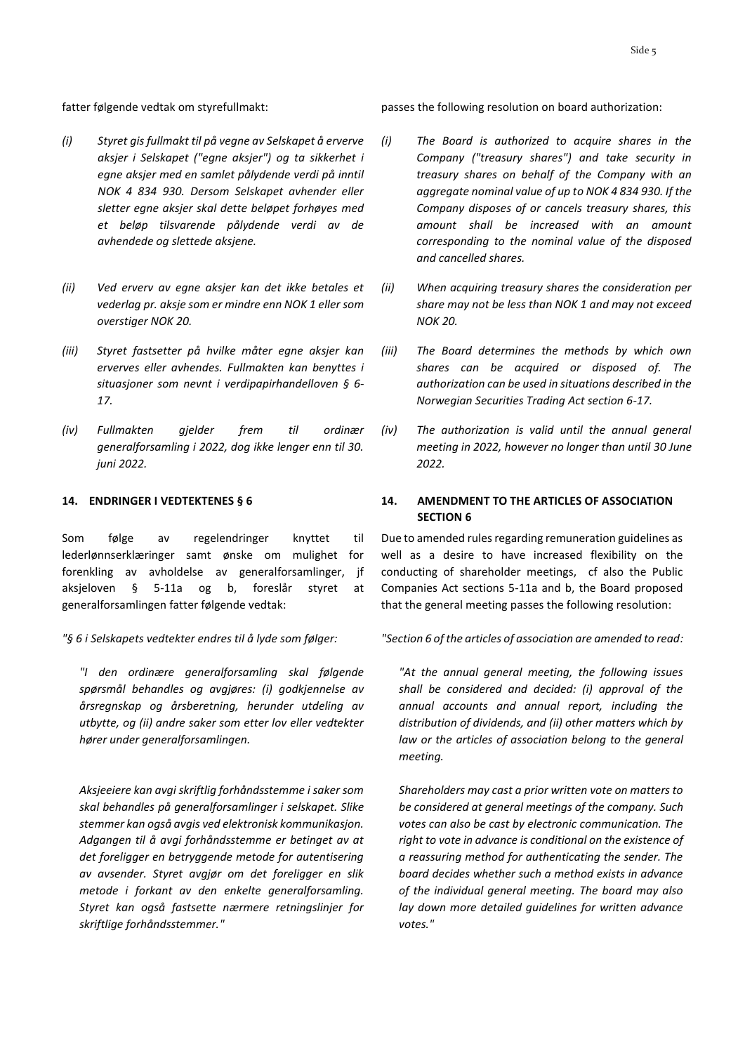fatter følgende vedtak om styrefullmakt:

*(i) Styret gis fullmakt til på vegne av Selskapet å erverve aksjer i Selskapet ("egne aksjer") og ta sikkerhet i egne aksjer med en samlet pålydende verdi på inntil NOK 4 834 930. Dersom Selskapet avhender eller sletter egne aksjer skal dette beløpet forhøyes med et beløp tilsvarende pålydende verdi av de avhendede og slettede aksjene.*

*(ii) Ved erverv av egne aksjer kan det ikke betales et vederlag pr. aksje som er mindre enn NOK 1 eller som overstiger NOK 20.*

*(iii) Styret fastsetter på hvilke måter egne aksjer kan erverves eller avhendes. Fullmakten kan benyttes i situasjoner som nevnt i verdipapirhandelloven § 6-17.*

*(iv) Fullmakten gjelder frem til ordinær generalforsamling i 2022, dog ikke lenger enn til 30. juni 2022.*

passes the following resolution on board authorization:

*(i) The Board is authorized to acquire shares in the Company ("treasury shares") and take security in treasury shares on behalf of the Company with an aggregate nominal value of up to NOK 4 834 930. If the Company disposes of or cancels treasury shares, this amount shall be increased with an amount corresponding to the nominal value of the disposed and cancelled shares.*

*(ii) When acquiring treasury shares the consideration per share may not be less than NOK 1 and may not exceed NOK 20.*

*(iii) The Board determines the methods by which own shares can be acquired or disposed of. The authorization can be used in situations described in the Norwegian Securities Trading Act section 6-17.*

*(iv) The authorization is valid until the annual general meeting in 2022, however no longer than until 30 June 2022.*

## 14. ENDRINGER I VEDTEKTENES § 6

Som følge av regelendringer knyttet til lederlønnserklæringer samt ønske om mulighet for forenkling av avholdelse av generalforsamlinger, jf aksjeloven § 5-11a og b, foreslår styret at generalforsamlingen fatter følgende vedtak:

*"§ 6 i Selskapets vedtekter endres til å lyde som følger:*

*"I den ordinære generalforsamling skal følgende spørsmål behandles og avgjøres: (i) godkjennelse av årsregnskap og årsberetning, herunder utdeling av utbytte, og (ii) andre saker som etter lov eller vedtekter hører under generalforsamlingen.*

*Aksjeeiere kan avgi skriftlig forhåndsstemme i saker som skal behandles på generalforsamlinger i selskapet. Slike stemmer kan også avgis ved elektronisk kommunikasjon. Adgangen til å avgi forhåndsstemme er betinget av at det foreligger en betryggende metode for autentisering av avsender. Styret avgjør om det foreligger en slik metode i forkant av den enkelte generalforsamling. Styret kan også fastsette nærmere retningslinjer for skriftlige forhåndsstemmer."*

## 14. AMENDMENT TO THE ARTICLES OF ASSOCIATION SECTION 6

Due to amended rules regarding remuneration guidelines as well as a desire to have increased flexibility on the conducting of shareholder meetings, cf also the Public Companies Act sections 5-11a and b, the Board proposed that the general meeting passes the following resolution:

*"Section 6 of the articles of association are amended to read:*

*"At the annual general meeting, the following issues shall be considered and decided: (i) approval of the annual accounts and annual report, including the distribution of dividends, and (ii) other matters which by law or the articles of association belong to the general meeting.*

*Shareholders may cast a prior written vote on matters to be considered at general meetings of the company. Such votes can also be cast by electronic communication. The right to vote in advance is conditional on the existence of a reassuring method for authenticating the sender. The board decides whether such a method exists in advance of the individual general meeting. The board may also lay down more detailed guidelines for written advance votes."*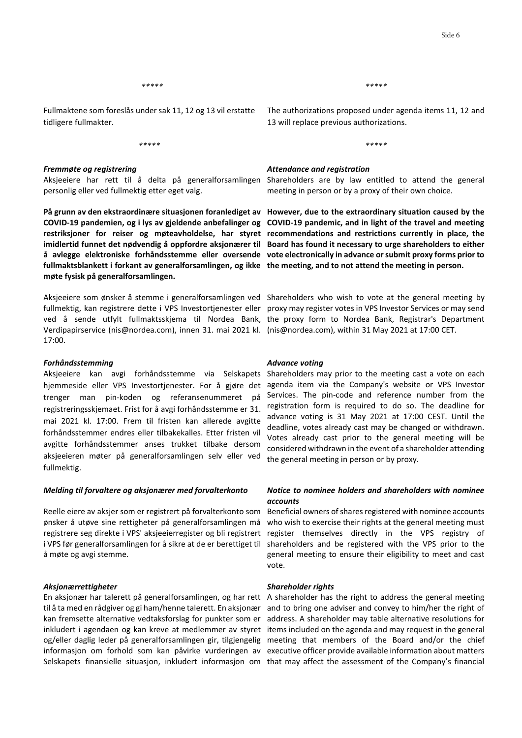\*\*\*\*\*

Fullmaktene som foreslås under sak 11, 12 og 13 vil erstatte tidligere fullmakter.

The authorizations proposed under agenda items 11, 12 and 13 will replace previous authorizations.

\*\*\*\*\*

***Fremmøte og registrering***

Aksjeeiere har rett til å delta på generalforsamlingen personlig eller ved fullmektig etter eget valg.

**På grunn av den ekstraordinære situasjonen foranlediget av COVID-19 pandemien, og i lys av gjeldende anbefalinger og restriksjoner for reiser og møteavholdelse, har styret imidlertid funnet det nødvendig å oppfordre aksjonærer til å avlegge elektroniske forhåndsstemme eller oversende fullmaktsblankett i forkant av generalforsamlingen, og ikke møte fysisk på generalforsamlingen.**

Aksjeeiere som ønsker å stemme i generalforsamlingen ved fullmektig, kan registrere dette i VPS Investortjenester eller ved å sende utfylt fullmaktsskjema til Nordea Bank, Verdipapirservice (nis@nordea.com), innen 31. mai 2021 kl. 17:00.

***Attendance and registration***

Shareholders are by law entitled to attend the general meeting in person or by a proxy of their own choice.

**However, due to the extraordinary situation caused by the COVID-19 pandemic, and in light of the travel and meeting recommendations and restrictions currently in place, the Board has found it necessary to urge shareholders to either vote electronically in advance or submit proxy forms prior to the meeting, and to not attend the meeting in person.**

Shareholders who wish to vote at the general meeting by proxy may register votes in VPS Investor Services or may send the proxy form to Nordea Bank, Registrar's Department (nis@nordea.com), within 31 May 2021 at 17:00 CET.

***Forhåndsstemming***

Aksjeeiere kan avgi forhåndsstemme via Selskapets hjemmeside eller VPS Investortjenester. For å gjøre det trenger man pin-koden og referansenummeret på registreringsskjemaet. Frist for å avgi forhåndsstemme er 31. mai 2021 kl. 17:00. Frem til fristen kan allerede avgitte forhåndsstemmer endres eller tilbakekalles. Etter fristen vil avgitte forhåndsstemmer anses trukket tilbake dersom aksjeeieren møter på generalforsamlingen selv eller ved fullmektig.

***Advance voting***

Shareholders may prior to the meeting cast a vote on each agenda item via the Company's website or VPS Investor Services. The pin-code and reference number from the registration form is required to do so. The deadline for advance voting is 31 May 2021 at 17:00 CEST. Until the deadline, votes already cast may be changed or withdrawn. Votes already cast prior to the general meeting will be considered withdrawn in the event of a shareholder attending the general meeting in person or by proxy.

***Melding til forvaltere og aksjonærer med forvalterkonto***

Reelle eiere av aksjer som er registrert på forvalterkonto som ønsker å utøve sine rettigheter på generalforsamlingen må registrere seg direkte i VPS' aksjeeierregister og bli registrert i VPS før generalforsamlingen for å sikre at de er berettiget til å møte og avgi stemme.

***Notice to nominee holders and shareholders with nominee accounts***

Beneficial owners of shares registered with nominee accounts who wish to exercise their rights at the general meeting must register themselves directly in the VPS registry of shareholders and be registered with the VPS prior to the general meeting to ensure their eligibility to meet and cast vote.

***Aksjonærrettigheter***

En aksjonær har talerett på generalforsamlingen, og har rett til å ta med en rådgiver og gi ham/henne talerett. En aksjonær kan fremsette alternative vedtaksforslag for punkter som er inkludert i agendaen og kan kreve at medlemmer av styret og/eller daglig leder på generalforsamlingen gir, tilgjengelig informasjon om forhold som kan påvirke vurderingen av Selskapets finansielle situasjon, inkludert informasjon om

***Shareholder rights***

A shareholder has the right to address the general meeting and to bring one adviser and convey to him/her the right of address. A shareholder may table alternative resolutions for items included on the agenda and may request in the general meeting that members of the Board and/or the chief executive officer provide available information about matters that may affect the assessment of the Company's financial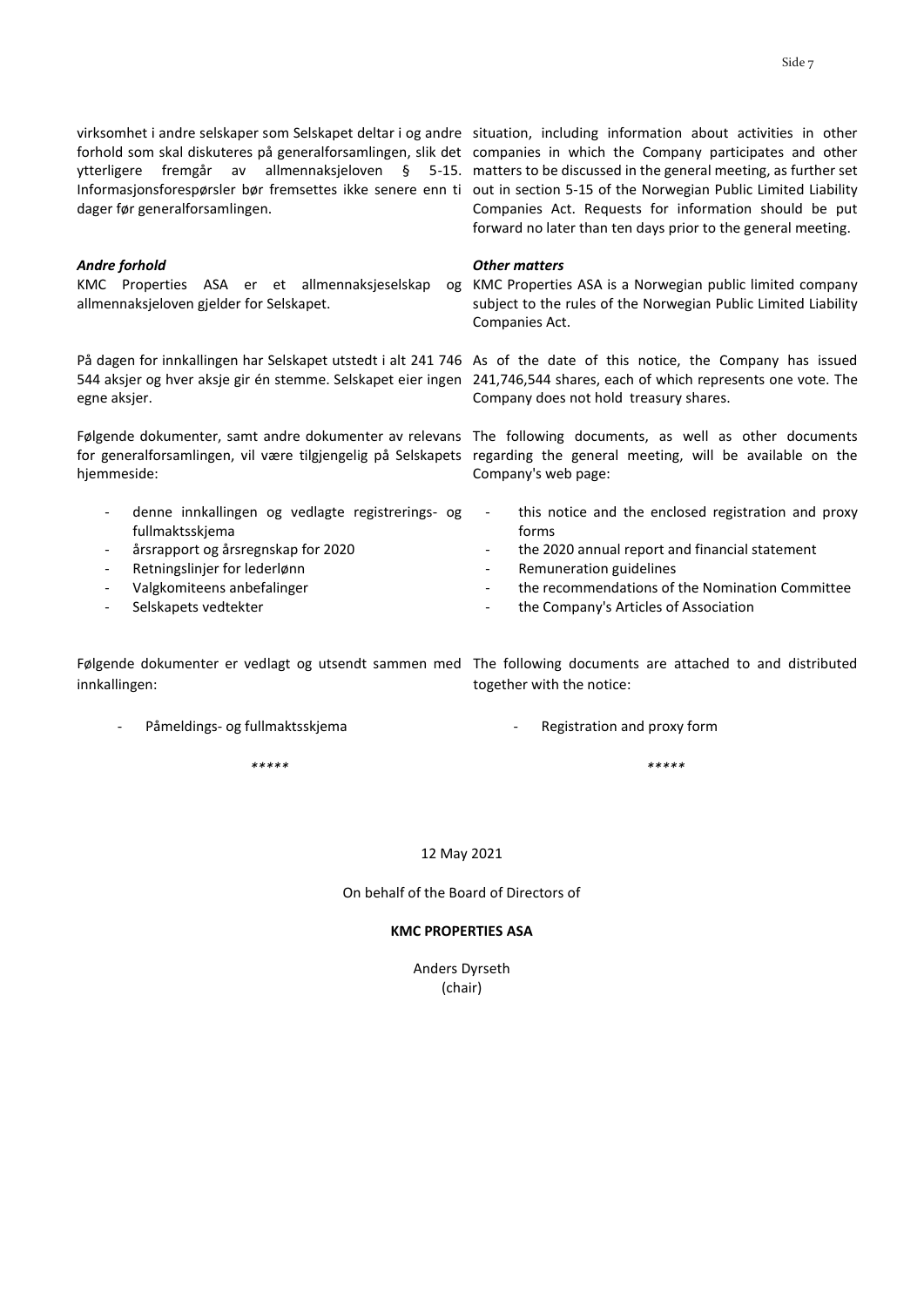virksomhet i andre selskaper som Selskapet deltar i og andre forhold som skal diskuteres på generalforsamlingen, slik det ytterligere fremgår av allmennaksjeloven § 5-15. Informasjonsforespørsler bør fremsettes ikke senere enn ti dager før generalforsamlingen.

situation, including information about activities in other companies in which the Company participates and other matters to be discussed in the general meeting, as further set out in section 5-15 of the Norwegian Public Limited Liability Companies Act. Requests for information should be put forward no later than ten days prior to the general meeting.

***Andre forhold***

KMC Properties ASA er et allmennaksjeselskap og allmennaksjeloven gjelder for Selskapet.

***Other matters***

KMC Properties ASA is a Norwegian public limited company subject to the rules of the Norwegian Public Limited Liability Companies Act.

På dagen for innkallingen har Selskapet utstedt i alt 241 746 544 aksjer og hver aksje gir én stemme. Selskapet eier ingen egne aksjer.

As of the date of this notice, the Company has issued 241,746,544 shares, each of which represents one vote. The Company does not hold treasury shares.

Følgende dokumenter, samt andre dokumenter av relevans for generalforsamlingen, vil være tilgjengelig på Selskapets hjemmeside:

- denne innkallingen og vedlagte registrerings- og fullmaktsskjema
- årsrapport og årsregnskap for 2020
- Retningslinjer for lederlønn
- Valgkomiteens anbefalinger
- Selskapets vedtekter

The following documents, as well as other documents regarding the general meeting, will be available on the Company's web page:

- this notice and the enclosed registration and proxy forms
- the 2020 annual report and financial statement
- Remuneration guidelines
- the recommendations of the Nomination Committee
- the Company's Articles of Association

Følgende dokumenter er vedlagt og utsendt sammen med innkallingen:

- Påmeldings- og fullmaktsskjema

The following documents are attached to and distributed together with the notice:

- Registration and proxy form

*****

12 May 2021

On behalf of the Board of Directors of

**KMC PROPERTIES ASA**

Anders Dyrseth
(chair)